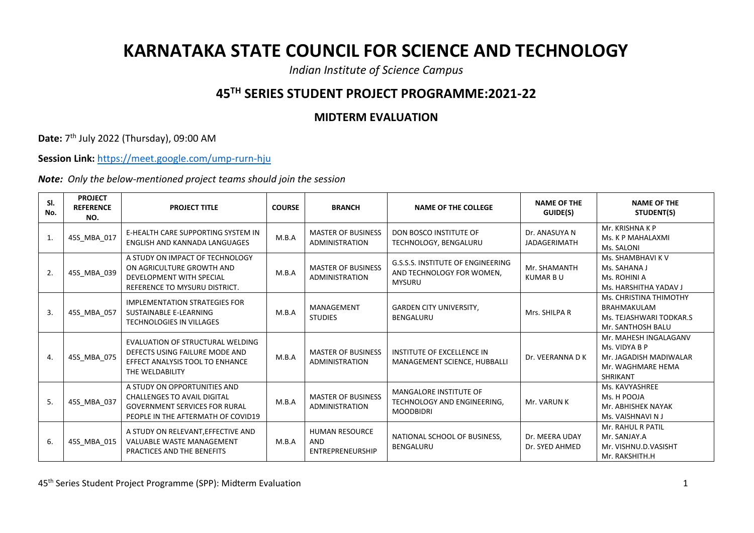# KARNATAKA STATE COUNCIL FOR SCIENCE AND TECHNOLOGY

*Indian Institute of Science Campus*

## 45TH SERIES STUDENT PROJECT PROGRAMME:2021-22

### MIDTERM EVALUATION

**Date:** 7th July 2022 (Thursday), 09:00 AM

**Session Link:** https://meet.google.com/ump-rurn-hju

***Note:*** *Only the below-mentioned project teams should join the session*

| Sl. No. | PROJECT REFERENCE NO. | PROJECT TITLE | COURSE | BRANCH | NAME OF THE COLLEGE | NAME OF THE GUIDE(S) | NAME OF THE STUDENT(S) |
|---|---|---|---|---|---|---|---|
| 1. | 45S_MBA_017 | E-HEALTH CARE SUPPORTING SYSTEM IN ENGLISH AND KANNADA LANGUAGES | M.B.A | MASTER OF BUSINESS ADMINISTRATION | DON BOSCO INSTITUTE OF TECHNOLOGY, BENGALURU | Dr. ANASUYA N JADAGERIMATH | Mr. KRISHNA K P<br>Ms. K P MAHALAXMI<br>Ms. SALONI |
| 2. | 45S_MBA_039 | A STUDY ON IMPACT OF TECHNOLOGY ON AGRICULTURE GROWTH AND DEVELOPMENT WITH SPECIAL REFERENCE TO MYSURU DISTRICT. | M.B.A | MASTER OF BUSINESS ADMINISTRATION | G.S.S.S. INSTITUTE OF ENGINEERING AND TECHNOLOGY FOR WOMEN, MYSURU | Mr. SHAMANTH KUMAR B U | Ms. SHAMBHAVI K V<br>Ms. SAHANA J<br>Ms. ROHINI A<br>Ms. HARSHITHA YADAV J |
| 3. | 45S_MBA_057 | IMPLEMENTATION STRATEGIES FOR SUSTAINABLE E-LEARNING TECHNOLOGIES IN VILLAGES | M.B.A | MANAGEMENT STUDIES | GARDEN CITY UNIVERSITY, BENGALURU | Mrs. SHILPA R | Ms. CHRISTINA THIMOTHY BRAHMAKULAM<br>Ms. TEJASHWARI TODKAR.S<br>Mr. SANTHOSH BALU |
| 4. | 45S_MBA_075 | EVALUATION OF STRUCTURAL WELDING DEFECTS USING FAILURE MODE AND EFFECT ANALYSIS TOOL TO ENHANCE THE WELDABILITY | M.B.A | MASTER OF BUSINESS ADMINISTRATION | INSTITUTE OF EXCELLENCE IN MANAGEMENT SCIENCE, HUBBALLI | Dr. VEERANNA D K | Mr. MAHESH INGALAGANV<br>Ms. VIDYA B P<br>Mr. JAGADISH MADIWALAR<br>Mr. WAGHMARE HEMA SHRIKANT |
| 5. | 45S_MBA_037 | A STUDY ON OPPORTUNITIES AND CHALLENGES TO AVAIL DIGITAL GOVERNMENT SERVICES FOR RURAL PEOPLE IN THE AFTERMATH OF COVID19 | M.B.A | MASTER OF BUSINESS ADMINISTRATION | MANGALORE INSTITUTE OF TECHNOLOGY AND ENGINEERING, MOODBIDRI | Mr. VARUN K | Ms. KAVYASHREE<br>Ms. H POOJA<br>Mr. ABHISHEK NAYAK<br>Ms. VAISHNAVI N J |
| 6. | 45S_MBA_015 | A STUDY ON RELEVANT,EFFECTIVE AND VALUABLE WASTE MANAGEMENT PRACTICES AND THE BENEFITS | M.B.A | HUMAN RESOURCE AND ENTREPRENEURSHIP | NATIONAL SCHOOL OF BUSINESS, BENGALURU | Dr. MEERA UDAY<br>Dr. SYED AHMED | Mr. RAHUL R PATIL<br>Mr. SANJAY.A<br>Mr. VISHNU.D.VASISHT<br>Mr. RAKSHITH.H |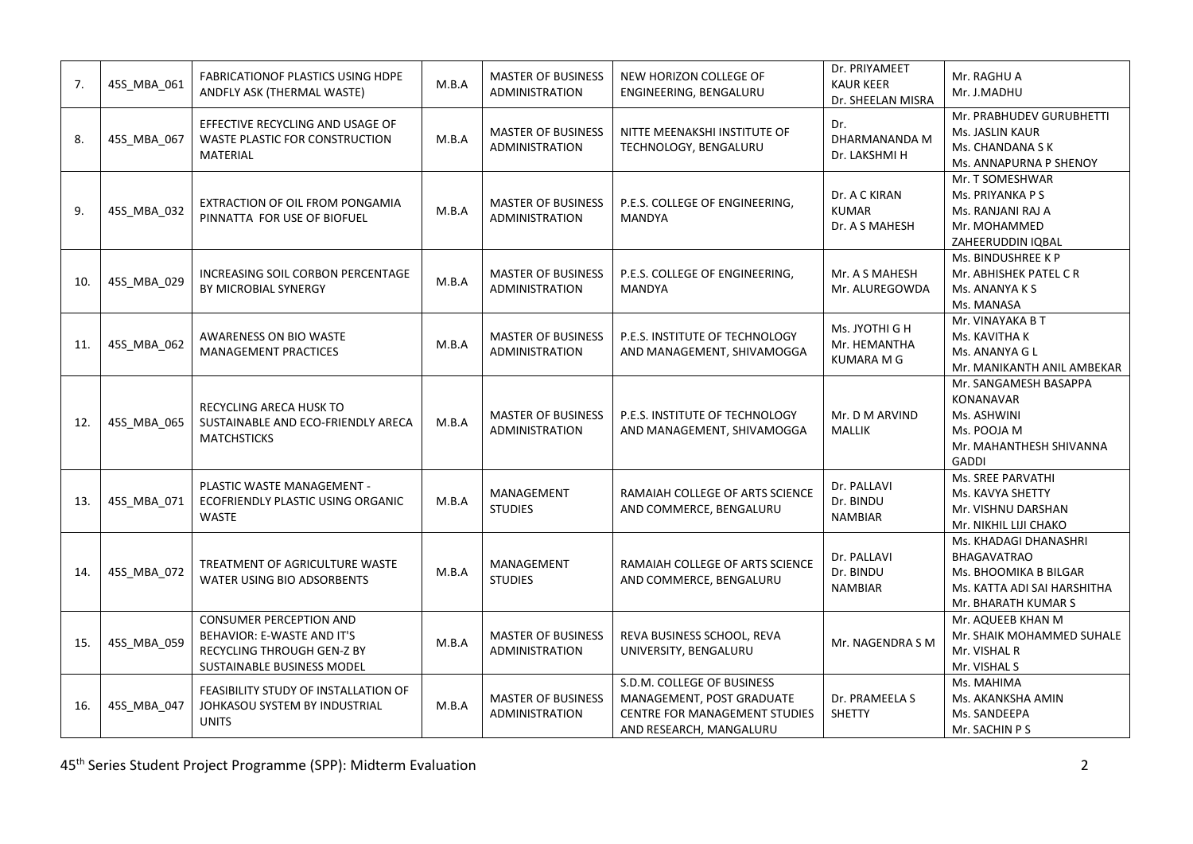| 7. | 45S_MBA_061 | FABRICATIONOF PLASTICS USING HDPE ANDFLY ASK (THERMAL WASTE) | M.B.A | MASTER OF BUSINESS ADMINISTRATION | NEW HORIZON COLLEGE OF ENGINEERING, BENGALURU | Dr. PRIYAMEET KAUR KEER<br>Dr. SHEELAN MISRA | Mr. RAGHU A<br>Mr. J.MADHU |
|---|---|---|---|---|---|---|---|
| 8. | 45S_MBA_067 | EFFECTIVE RECYCLING AND USAGE OF WASTE PLASTIC FOR CONSTRUCTION MATERIAL | M.B.A | MASTER OF BUSINESS ADMINISTRATION | NITTE MEENAKSHI INSTITUTE OF TECHNOLOGY, BENGALURU | Dr. DHARMANANDA M<br>Dr. LAKSHMI H | Mr. PRABHUDEV GURUBHETTI<br>Ms. JASLIN KAUR<br>Ms. CHANDANA S K<br>Ms. ANNAPURNA P SHENOY |
| 9. | 45S_MBA_032 | EXTRACTION OF OIL FROM PONGAMIA PINNATTA FOR USE OF BIOFUEL | M.B.A | MASTER OF BUSINESS ADMINISTRATION | P.E.S. COLLEGE OF ENGINEERING, MANDYA | Dr. A C KIRAN KUMAR<br>Dr. A S MAHESH | Mr. T SOMESHWAR<br>Ms. PRIYANKA P S<br>Ms. RANJANI RAJ A<br>Mr. MOHAMMED ZAHEERUDDIN IQBAL |
| 10. | 45S_MBA_029 | INCREASING SOIL CORBON PERCENTAGE BY MICROBIAL SYNERGY | M.B.A | MASTER OF BUSINESS ADMINISTRATION | P.E.S. COLLEGE OF ENGINEERING, MANDYA | Mr. A S MAHESH<br>Mr. ALUREGOWDA | Ms. BINDUSHREE K P<br>Mr. ABHISHEK PATEL C R<br>Ms. ANANYA K S<br>Ms. MANASA |
| 11. | 45S_MBA_062 | AWARENESS ON BIO WASTE MANAGEMENT PRACTICES | M.B.A | MASTER OF BUSINESS ADMINISTRATION | P.E.S. INSTITUTE OF TECHNOLOGY AND MANAGEMENT, SHIVAMOGGA | Ms. JYOTHI G H<br>Mr. HEMANTHA KUMARA M G | Mr. VINAYAKA B T<br>Ms. KAVITHA K<br>Ms. ANANYA G L<br>Mr. MANIKANTH ANIL AMBEKAR |
| 12. | 45S_MBA_065 | RECYCLING ARECA HUSK TO SUSTAINABLE AND ECO-FRIENDLY ARECA MATCHSTICKS | M.B.A | MASTER OF BUSINESS ADMINISTRATION | P.E.S. INSTITUTE OF TECHNOLOGY AND MANAGEMENT, SHIVAMOGGA | Mr. D M ARVIND MALLIK | Mr. SANGAMESH BASAPPA KONANAVAR<br>Ms. ASHWINI<br>Ms. POOJA M<br>Mr. MAHANTHESH SHIVANNA GADDI |
| 13. | 45S_MBA_071 | PLASTIC WASTE MANAGEMENT - ECOFRIENDLY PLASTIC USING ORGANIC WASTE | M.B.A | MANAGEMENT STUDIES | RAMAIAH COLLEGE OF ARTS SCIENCE AND COMMERCE, BENGALURU | Dr. PALLAVI<br>Dr. BINDU NAMBIAR | Ms. SREE PARVATHI<br>Ms. KAVYA SHETTY<br>Mr. VISHNU DARSHAN<br>Mr. NIKHIL LIJI CHAKO |
| 14. | 45S_MBA_072 | TREATMENT OF AGRICULTURE WASTE WATER USING BIO ADSORBENTS | M.B.A | MANAGEMENT STUDIES | RAMAIAH COLLEGE OF ARTS SCIENCE AND COMMERCE, BENGALURU | Dr. PALLAVI<br>Dr. BINDU NAMBIAR | Ms. KHADAGI DHANASHRI BHAGAVATRAO<br>Ms. BHOOMIKA B BILGAR<br>Ms. KATTA ADI SAI HARSHITHA<br>Mr. BHARATH KUMAR S |
| 15. | 45S_MBA_059 | CONSUMER PERCEPTION AND BEHAVIOR: E-WASTE AND IT'S RECYCLING THROUGH GEN-Z BY SUSTAINABLE BUSINESS MODEL | M.B.A | MASTER OF BUSINESS ADMINISTRATION | REVA BUSINESS SCHOOL, REVA UNIVERSITY, BENGALURU | Mr. NAGENDRA S M | Mr. AQUEEB KHAN M<br>Mr. SHAIK MOHAMMED SUHALE<br>Mr. VISHAL R<br>Mr. VISHAL S |
| 16. | 45S_MBA_047 | FEASIBILITY STUDY OF INSTALLATION OF JOHKASOU SYSTEM BY INDUSTRIAL UNITS | M.B.A | MASTER OF BUSINESS ADMINISTRATION | S.D.M. COLLEGE OF BUSINESS MANAGEMENT, POST GRADUATE CENTRE FOR MANAGEMENT STUDIES AND RESEARCH, MANGALURU | Dr. PRAMEELA S SHETTY | Ms. MAHIMA<br>Ms. AKANKSHA AMIN<br>Ms. SANDEEPA<br>Mr. SACHIN P S |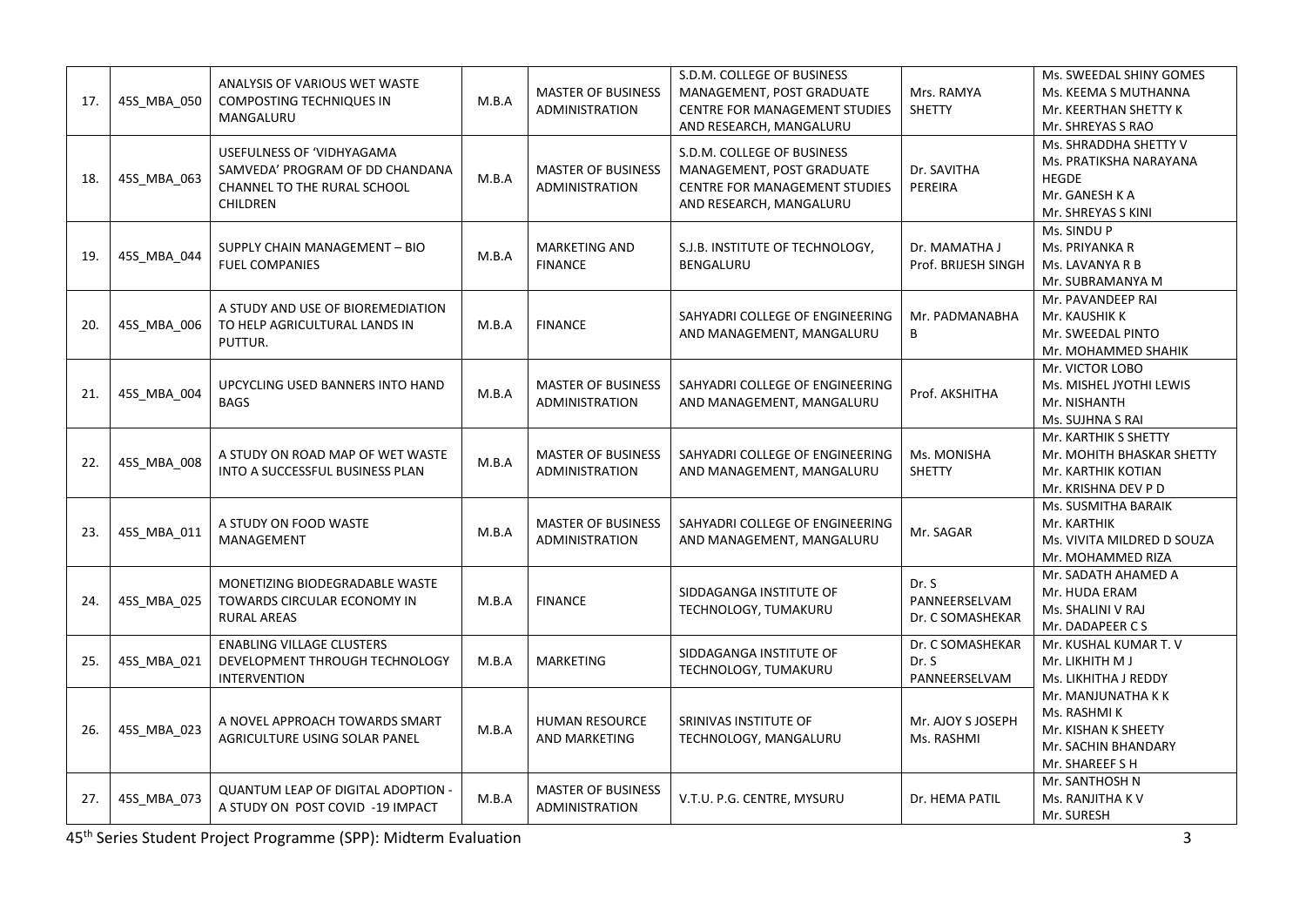| | | | | | | | |
|---|---|---|---|---|---|---|---|
| 17. | 45S_MBA_050 | ANALYSIS OF VARIOUS WET WASTE COMPOSTING TECHNIQUES IN MANGALURU | M.B.A | MASTER OF BUSINESS ADMINISTRATION | S.D.M. COLLEGE OF BUSINESS MANAGEMENT, POST GRADUATE CENTRE FOR MANAGEMENT STUDIES AND RESEARCH, MANGALURU | Mrs. RAMYA SHETTY | Ms. SWEEDAL SHINY GOMES<br>Ms. KEEMA S MUTHANNA<br>Mr. KEERTHAN SHETTY K<br>Mr. SHREYAS S RAO |
| 18. | 45S_MBA_063 | USEFULNESS OF 'VIDHYAGAMA SAMVEDA' PROGRAM OF DD CHANDANA CHANNEL TO THE RURAL SCHOOL CHILDREN | M.B.A | MASTER OF BUSINESS ADMINISTRATION | S.D.M. COLLEGE OF BUSINESS MANAGEMENT, POST GRADUATE CENTRE FOR MANAGEMENT STUDIES AND RESEARCH, MANGALURU | Dr. SAVITHA PEREIRA | Ms. SHRADDHA SHETTY V<br>Ms. PRATIKSHA NARAYANA HEGDE<br>Mr. GANESH K A<br>Mr. SHREYAS S KINI |
| 19. | 45S_MBA_044 | SUPPLY CHAIN MANAGEMENT – BIO FUEL COMPANIES | M.B.A | MARKETING AND FINANCE | S.J.B. INSTITUTE OF TECHNOLOGY, BENGALURU | Dr. MAMATHA J<br>Prof. BRIJESH SINGH | Ms. SINDU P<br>Ms. PRIYANKA R<br>Ms. LAVANYA R B<br>Mr. SUBRAMANYA M |
| 20. | 45S_MBA_006 | A STUDY AND USE OF BIOREMEDIATION TO HELP AGRICULTURAL LANDS IN PUTTUR. | M.B.A | FINANCE | SAHYADRI COLLEGE OF ENGINEERING AND MANAGEMENT, MANGALURU | Mr. PADMANABHA B | Mr. PAVANDEEP RAI<br>Mr. KAUSHIK K<br>Mr. SWEEDAL PINTO<br>Mr. MOHAMMED SHAHIK |
| 21. | 45S_MBA_004 | UPCYCLING USED BANNERS INTO HAND BAGS | M.B.A | MASTER OF BUSINESS ADMINISTRATION | SAHYADRI COLLEGE OF ENGINEERING AND MANAGEMENT, MANGALURU | Prof. AKSHITHA | Mr. VICTOR LOBO<br>Ms. MISHEL JYOTHI LEWIS<br>Mr. NISHANTH<br>Ms. SUJHNA S RAI |
| 22. | 45S_MBA_008 | A STUDY ON ROAD MAP OF WET WASTE INTO A SUCCESSFUL BUSINESS PLAN | M.B.A | MASTER OF BUSINESS ADMINISTRATION | SAHYADRI COLLEGE OF ENGINEERING AND MANAGEMENT, MANGALURU | Ms. MONISHA SHETTY | Mr. KARTHIK S SHETTY<br>Mr. MOHITH BHASKAR SHETTY<br>Mr. KARTHIK KOTIAN<br>Mr. KRISHNA DEV P D |
| 23. | 45S_MBA_011 | A STUDY ON FOOD WASTE MANAGEMENT | M.B.A | MASTER OF BUSINESS ADMINISTRATION | SAHYADRI COLLEGE OF ENGINEERING AND MANAGEMENT, MANGALURU | Mr. SAGAR | Ms. SUSMITHA BARAIK<br>Mr. KARTHIK<br>Ms. VIVITA MILDRED D SOUZA<br>Mr. MOHAMMED RIZA |
| 24. | 45S_MBA_025 | MONETIZING BIODEGRADABLE WASTE TOWARDS CIRCULAR ECONOMY IN RURAL AREAS | M.B.A | FINANCE | SIDDAGANGA INSTITUTE OF TECHNOLOGY, TUMAKURU | Dr. S PANNEERSELVAM<br>Dr. C SOMASHEKAR | Mr. SADATH AHAMED A<br>Mr. HUDA ERAM<br>Ms. SHALINI V RAJ<br>Mr. DADAPEER C S |
| 25. | 45S_MBA_021 | ENABLING VILLAGE CLUSTERS DEVELOPMENT THROUGH TECHNOLOGY INTERVENTION | M.B.A | MARKETING | SIDDAGANGA INSTITUTE OF TECHNOLOGY, TUMAKURU | Dr. C SOMASHEKAR<br>Dr. S PANNEERSELVAM | Mr. KUSHAL KUMAR T. V<br>Mr. LIKHITH M J<br>Ms. LIKHITHA J REDDY |
| 26. | 45S_MBA_023 | A NOVEL APPROACH TOWARDS SMART AGRICULTURE USING SOLAR PANEL | M.B.A | HUMAN RESOURCE AND MARKETING | SRINIVAS INSTITUTE OF TECHNOLOGY, MANGALURU | Mr. AJOY S JOSEPH<br>Ms. RASHMI | Mr. MANJUNATHA K K<br>Ms. RASHMI K<br>Mr. KISHAN K SHEETY<br>Mr. SACHIN BHANDARY<br>Mr. SHAREEF S H |
| 27. | 45S_MBA_073 | QUANTUM LEAP OF DIGITAL ADOPTION - A STUDY ON POST COVID -19 IMPACT | M.B.A | MASTER OF BUSINESS ADMINISTRATION | V.T.U. P.G. CENTRE, MYSURU | Dr. HEMA PATIL | Mr. SANTHOSH N<br>Ms. RANJITHA K V<br>Mr. SURESH |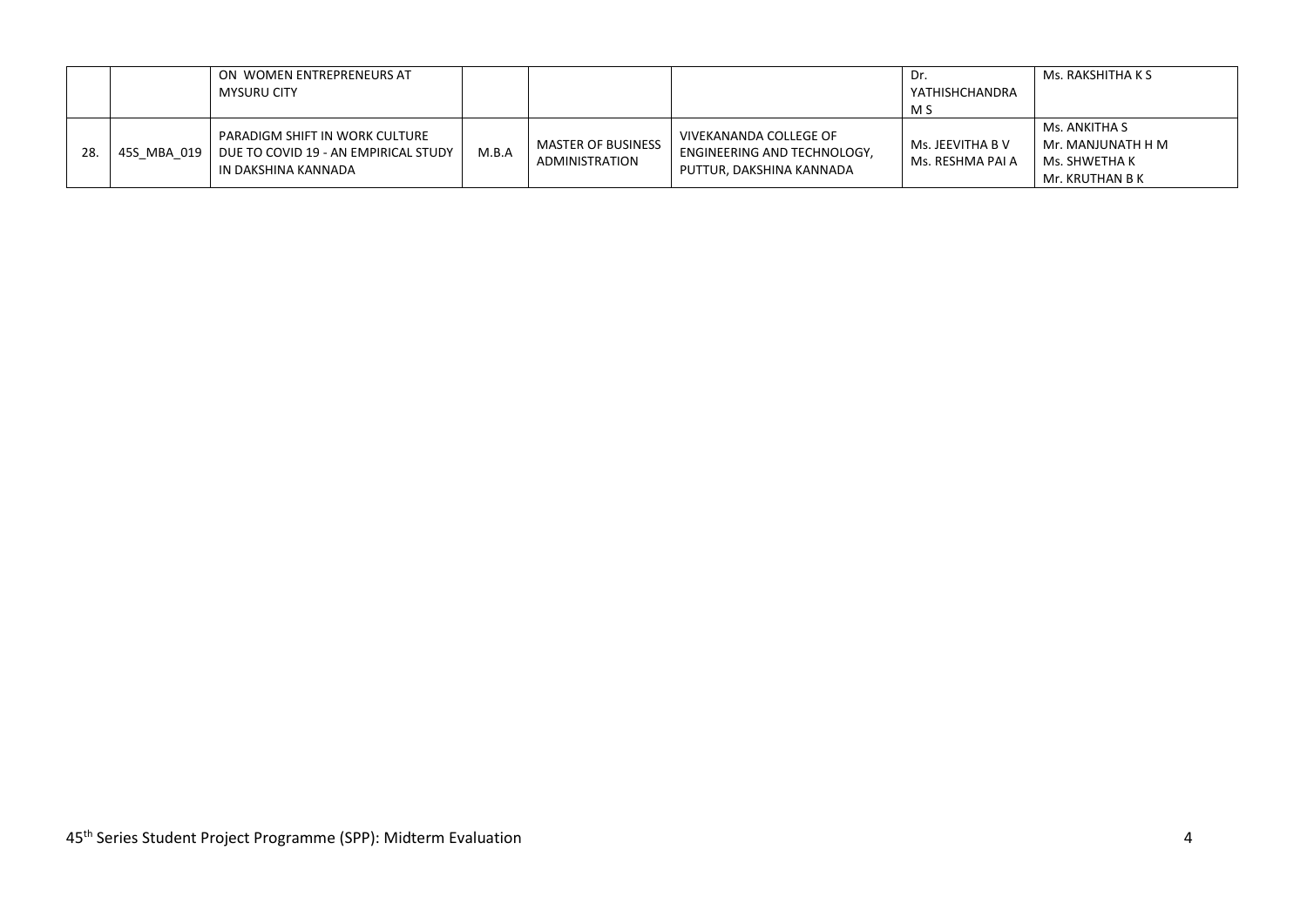| | | | | | | | |
|---|---|---|---|---|---|---|---|
| | | ON WOMEN ENTREPRENEURS AT MYSURU CITY | | | | Dr. YATHISHCHANDRA M S | Ms. RAKSHITHA K S |
| 28. | 45S_MBA_019 | PARADIGM SHIFT IN WORK CULTURE DUE TO COVID 19 - AN EMPIRICAL STUDY IN DAKSHINA KANNADA | M.B.A | MASTER OF BUSINESS ADMINISTRATION | VIVEKANANDA COLLEGE OF ENGINEERING AND TECHNOLOGY, PUTTUR, DAKSHINA KANNADA | Ms. JEEVITHA B V<br>Ms. RESHMA PAI A | Ms. ANKITHA S<br>Mr. MANJUNATH H M<br>Ms. SHWETHA K<br>Mr. KRUTHAN B K |